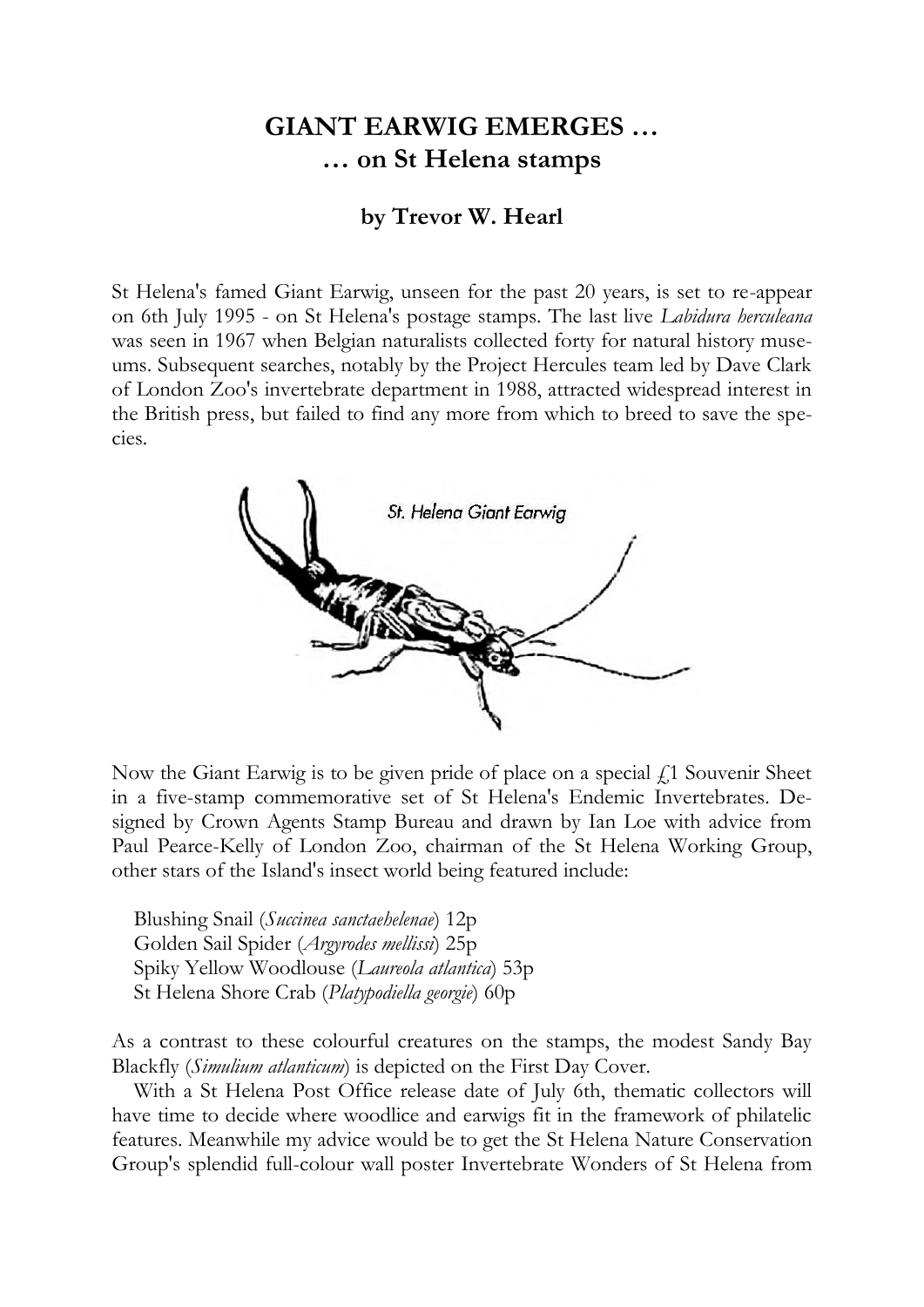# GIANT EARWIG EMERGES …
# … on St Helena stamps

### by Trevor W. Hearl

St Helena's famed Giant Earwig, unseen for the past 20 years, is set to re-appear on 6th July 1995 - on St Helena's postage stamps. The last live *Labidura herculeana* was seen in 1967 when Belgian naturalists collected forty for natural history museums. Subsequent searches, notably by the Project Hercules team led by Dave Clark of London Zoo's invertebrate department in 1988, attracted widespread interest in the British press, but failed to find any more from which to breed to save the species.

St. Helena Giant Earwig

Now the Giant Earwig is to be given pride of place on a special £1 Souvenir Sheet in a five-stamp commemorative set of St Helena's Endemic Invertebrates. Designed by Crown Agents Stamp Bureau and drawn by Ian Loe with advice from Paul Pearce-Kelly of London Zoo, chairman of the St Helena Working Group, other stars of the Island's insect world being featured include:

Blushing Snail (*Succinea sanctaehelenae*) 12p
Golden Sail Spider (*Argyrodes mellissi*) 25p
Spiky Yellow Woodlouse (*Laureola atlantica*) 53p
St Helena Shore Crab (*Platypodiella georgie*) 60p

As a contrast to these colourful creatures on the stamps, the modest Sandy Bay Blackfly (*Simulium atlanticum*) is depicted on the First Day Cover.

With a St Helena Post Office release date of July 6th, thematic collectors will have time to decide where woodlice and earwigs fit in the framework of philatelic features. Meanwhile my advice would be to get the St Helena Nature Conservation Group's splendid full-colour wall poster Invertebrate Wonders of St Helena from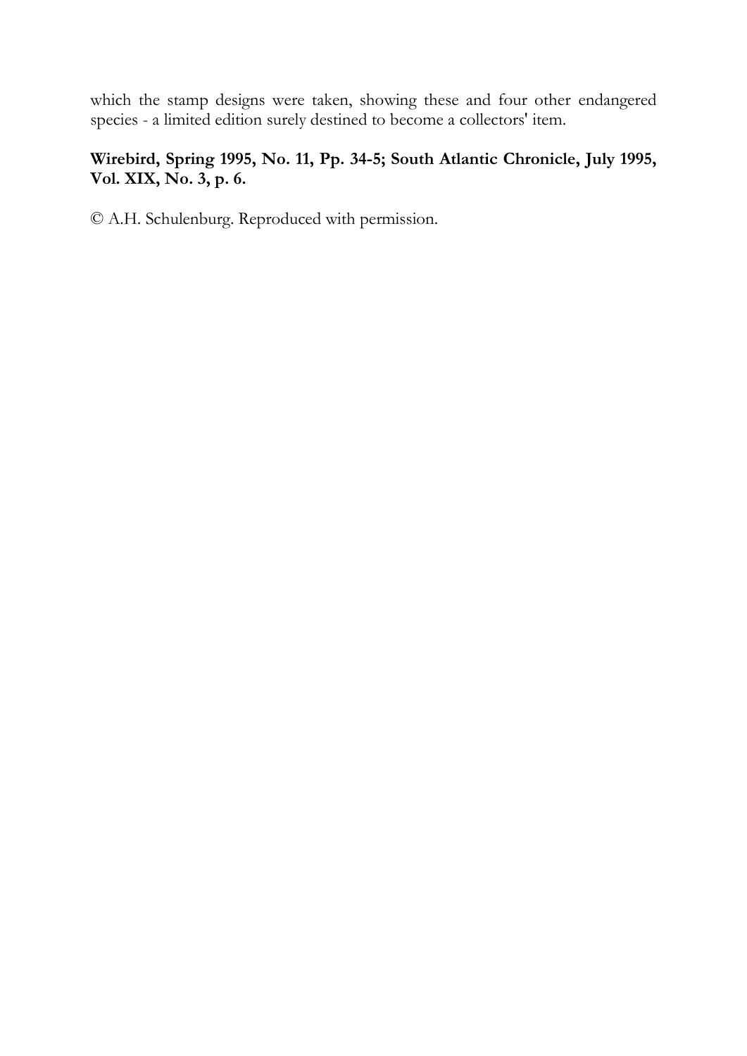which the stamp designs were taken, showing these and four other endangered species - a limited edition surely destined to become a collectors' item.

**Wirebird, Spring 1995, No. 11, Pp. 34-5; South Atlantic Chronicle, July 1995, Vol. XIX, No. 3, p. 6.**

© A.H. Schulenburg. Reproduced with permission.